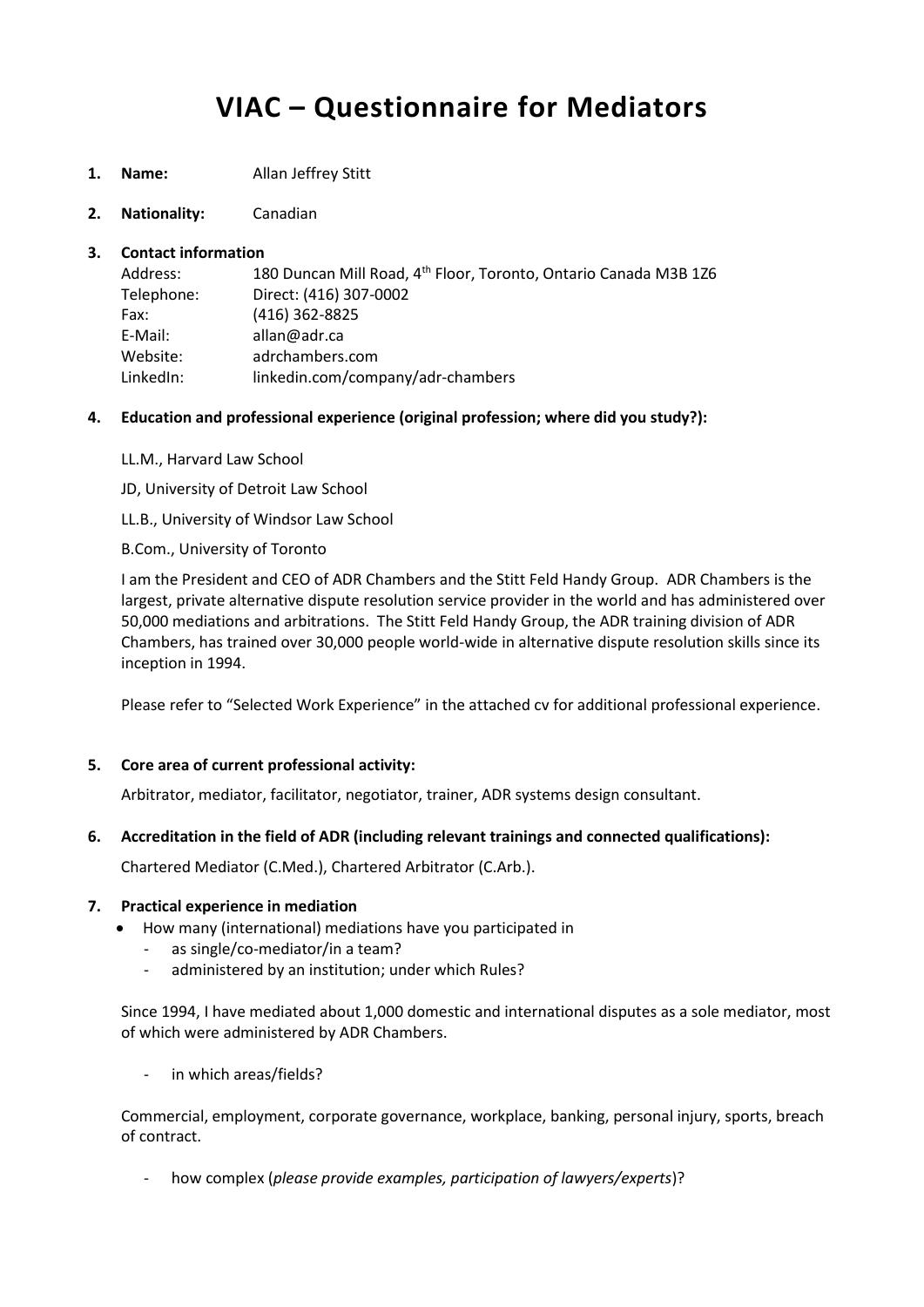# VIAC – Questionnaire for Mediators

1. **Name:** Allan Jeffrey Stitt

2. **Nationality:** Canadian

3. **Contact information**

| | |
|---|---|
| Address: | 180 Duncan Mill Road, 4th Floor, Toronto, Ontario Canada M3B 1Z6 |
| Telephone: | Direct: (416) 307-0002 |
| Fax: | (416) 362-8825 |
| E-Mail: | allan@adr.ca |
| Website: | adrchambers.com |
| LinkedIn: | linkedin.com/company/adr-chambers |

4. **Education and professional experience (original profession; where did you study?):**

   LL.M., Harvard Law School

   JD, University of Detroit Law School

   LL.B., University of Windsor Law School

   B.Com., University of Toronto

   I am the President and CEO of ADR Chambers and the Stitt Feld Handy Group. ADR Chambers is the largest, private alternative dispute resolution service provider in the world and has administered over 50,000 mediations and arbitrations. The Stitt Feld Handy Group, the ADR training division of ADR Chambers, has trained over 30,000 people world-wide in alternative dispute resolution skills since its inception in 1994.

   Please refer to "Selected Work Experience" in the attached cv for additional professional experience.

5. **Core area of current professional activity:**

   Arbitrator, mediator, facilitator, negotiator, trainer, ADR systems design consultant.

6. **Accreditation in the field of ADR (including relevant trainings and connected qualifications):**

   Chartered Mediator (C.Med.), Chartered Arbitrator (C.Arb.).

7. **Practical experience in mediation**

   - How many (international) mediations have you participated in
     - as single/co-mediator/in a team?
     - administered by an institution; under which Rules?

   Since 1994, I have mediated about 1,000 domestic and international disputes as a sole mediator, most of which were administered by ADR Chambers.

     - in which areas/fields?

   Commercial, employment, corporate governance, workplace, banking, personal injury, sports, breach of contract.

     - how complex (*please provide examples, participation of lawyers/experts*)?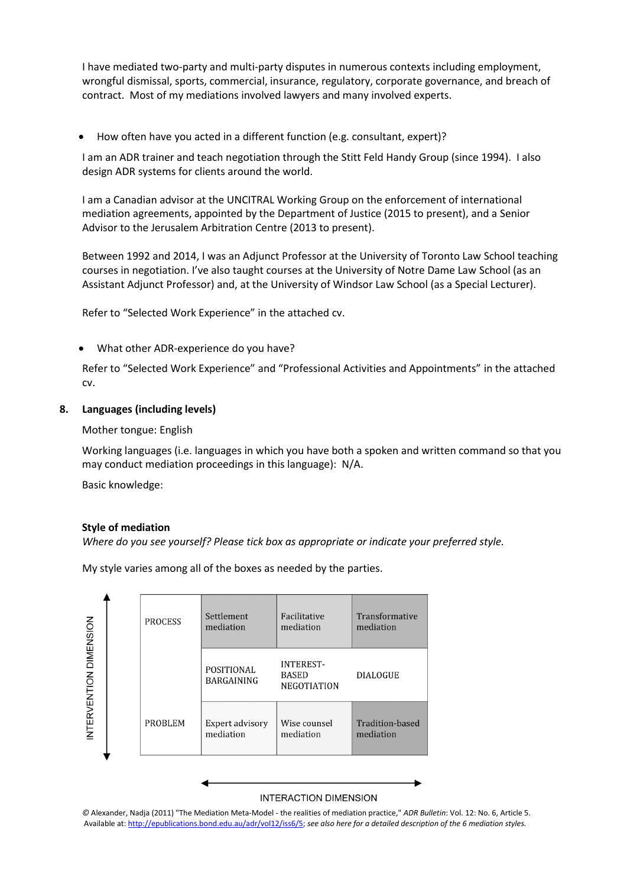I have mediated two-party and multi-party disputes in numerous contexts including employment, wrongful dismissal, sports, commercial, insurance, regulatory, corporate governance, and breach of contract. Most of my mediations involved lawyers and many involved experts.

- How often have you acted in a different function (e.g. consultant, expert)?

I am an ADR trainer and teach negotiation through the Stitt Feld Handy Group (since 1994). I also design ADR systems for clients around the world.

I am a Canadian advisor at the UNCITRAL Working Group on the enforcement of international mediation agreements, appointed by the Department of Justice (2015 to present), and a Senior Advisor to the Jerusalem Arbitration Centre (2013 to present).

Between 1992 and 2014, I was an Adjunct Professor at the University of Toronto Law School teaching courses in negotiation. I've also taught courses at the University of Notre Dame Law School (as an Assistant Adjunct Professor) and, at the University of Windsor Law School (as a Special Lecturer).

Refer to "Selected Work Experience" in the attached cv.

- What other ADR-experience do you have?

Refer to "Selected Work Experience" and "Professional Activities and Appointments" in the attached cv.

**8. Languages (including levels)**

Mother tongue: English

Working languages (i.e. languages in which you have both a spoken and written command so that you may conduct mediation proceedings in this language): N/A.

Basic knowledge:

**Style of mediation**

*Where do you see yourself? Please tick box as appropriate or indicate your preferred style.*

My style varies among all of the boxes as needed by the parties.

INTERVENTION DIMENSION (vertical axis, PROCESS to PROBLEM) / INTERACTION DIMENSION (horizontal axis)

| | | | |
|---|---|---|---|
| PROCESS | Settlement mediation | Facilitative mediation | Transformative mediation |
| | POSITIONAL BARGAINING | INTEREST-BASED NEGOTIATION | DIALOGUE |
| PROBLEM | Expert advisory mediation | Wise counsel mediation | Tradition-based mediation |

© Alexander, Nadja (2011) "The Mediation Meta-Model - the realities of mediation practice," *ADR Bulletin*: Vol. 12: No. 6, Article 5. Available at: http://epublications.bond.edu.au/adr/vol12/iss6/5; *see also here for a detailed description of the 6 mediation styles.*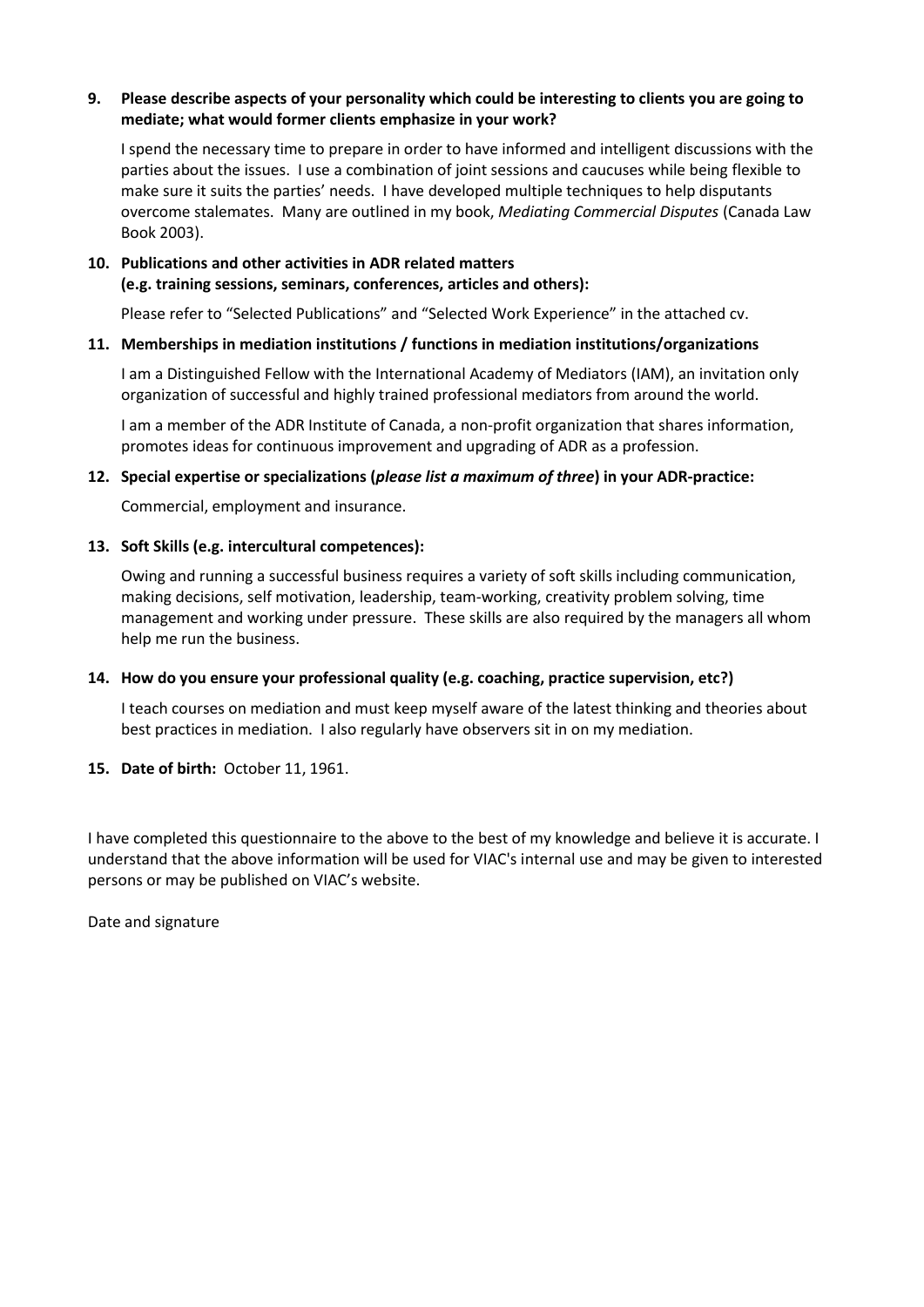**9. Please describe aspects of your personality which could be interesting to clients you are going to mediate; what would former clients emphasize in your work?**

I spend the necessary time to prepare in order to have informed and intelligent discussions with the parties about the issues. I use a combination of joint sessions and caucuses while being flexible to make sure it suits the parties' needs. I have developed multiple techniques to help disputants overcome stalemates. Many are outlined in my book, *Mediating Commercial Disputes* (Canada Law Book 2003).

**10. Publications and other activities in ADR related matters (e.g. training sessions, seminars, conferences, articles and others):**

Please refer to "Selected Publications" and "Selected Work Experience" in the attached cv.

**11. Memberships in mediation institutions / functions in mediation institutions/organizations**

I am a Distinguished Fellow with the International Academy of Mediators (IAM), an invitation only organization of successful and highly trained professional mediators from around the world.

I am a member of the ADR Institute of Canada, a non-profit organization that shares information, promotes ideas for continuous improvement and upgrading of ADR as a profession.

**12. Special expertise or specializations (*please list a maximum of three*) in your ADR-practice:**

Commercial, employment and insurance.

**13. Soft Skills (e.g. intercultural competences):**

Owing and running a successful business requires a variety of soft skills including communication, making decisions, self motivation, leadership, team-working, creativity problem solving, time management and working under pressure. These skills are also required by the managers all whom help me run the business.

**14. How do you ensure your professional quality (e.g. coaching, practice supervision, etc?)**

I teach courses on mediation and must keep myself aware of the latest thinking and theories about best practices in mediation. I also regularly have observers sit in on my mediation.

**15. Date of birth:** October 11, 1961.

I have completed this questionnaire to the above to the best of my knowledge and believe it is accurate. I understand that the above information will be used for VIAC's internal use and may be given to interested persons or may be published on VIAC's website.

Date and signature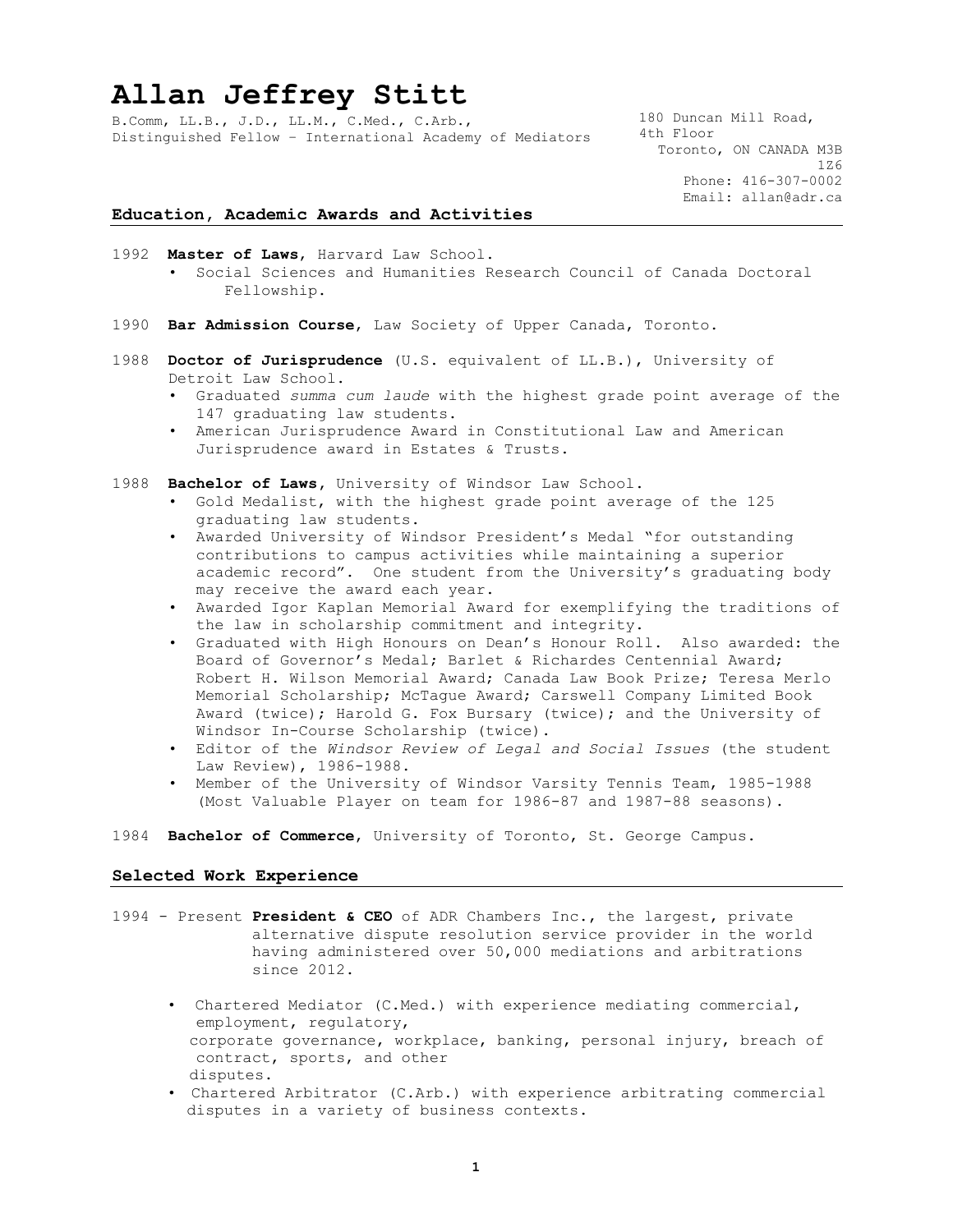# Allan Jeffrey Stitt

B.Comm, LL.B., J.D., LL.M., C.Med., C.Arb.,
Distinguished Fellow – International Academy of Mediators

180 Duncan Mill Road,
4th Floor
Toronto, ON CANADA M3B 1Z6
Phone: 416-307-0002
Email: allan@adr.ca

## Education, Academic Awards and Activities

1992 **Master of Laws**, Harvard Law School.

- Social Sciences and Humanities Research Council of Canada Doctoral Fellowship.

1990 **Bar Admission Course**, Law Society of Upper Canada, Toronto.

1988 **Doctor of Jurisprudence** (U.S. equivalent of LL.B.), University of Detroit Law School.

- Graduated *summa cum laude* with the highest grade point average of the 147 graduating law students.
- American Jurisprudence Award in Constitutional Law and American Jurisprudence award in Estates & Trusts.

1988 **Bachelor of Laws**, University of Windsor Law School.

- Gold Medalist, with the highest grade point average of the 125 graduating law students.
- Awarded University of Windsor President's Medal "for outstanding contributions to campus activities while maintaining a superior academic record". One student from the University's graduating body may receive the award each year.
- Awarded Igor Kaplan Memorial Award for exemplifying the traditions of the law in scholarship commitment and integrity.
- Graduated with High Honours on Dean's Honour Roll. Also awarded: the Board of Governor's Medal; Barlet & Richardes Centennial Award; Robert H. Wilson Memorial Award; Canada Law Book Prize; Teresa Merlo Memorial Scholarship; McTague Award; Carswell Company Limited Book Award (twice); Harold G. Fox Bursary (twice); and the University of Windsor In-Course Scholarship (twice).
- Editor of the *Windsor Review of Legal and Social Issues* (the student Law Review), 1986-1988.
- Member of the University of Windsor Varsity Tennis Team, 1985-1988 (Most Valuable Player on team for 1986-87 and 1987-88 seasons).

1984 **Bachelor of Commerce**, University of Toronto, St. George Campus.

## Selected Work Experience

1994 - Present **President & CEO** of ADR Chambers Inc., the largest, private alternative dispute resolution service provider in the world having administered over 50,000 mediations and arbitrations since 2012.

- Chartered Mediator (C.Med.) with experience mediating commercial, employment, regulatory, corporate governance, workplace, banking, personal injury, breach of contract, sports, and other disputes.
- Chartered Arbitrator (C.Arb.) with experience arbitrating commercial disputes in a variety of business contexts.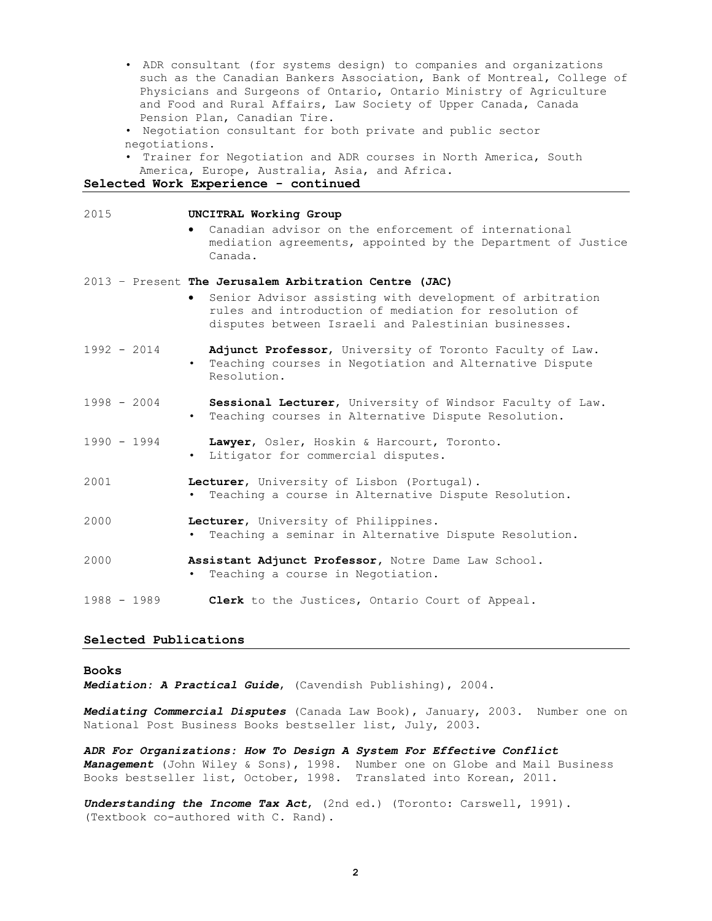- ADR consultant (for systems design) to companies and organizations such as the Canadian Bankers Association, Bank of Montreal, College of Physicians and Surgeons of Ontario, Ontario Ministry of Agriculture and Food and Rural Affairs, Law Society of Upper Canada, Canada Pension Plan, Canadian Tire.
- Negotiation consultant for both private and public sector negotiations.
- Trainer for Negotiation and ADR courses in North America, South America, Europe, Australia, Asia, and Africa.

## Selected Work Experience - continued

2015 **UNCITRAL Working Group**

- Canadian advisor on the enforcement of international mediation agreements, appointed by the Department of Justice Canada.

2013 – Present **The Jerusalem Arbitration Centre (JAC)**

- Senior Advisor assisting with development of arbitration rules and introduction of mediation for resolution of disputes between Israeli and Palestinian businesses.

1992 - 2014 **Adjunct Professor**, University of Toronto Faculty of Law.

- Teaching courses in Negotiation and Alternative Dispute Resolution.

1998 - 2004 **Sessional Lecturer**, University of Windsor Faculty of Law.

- Teaching courses in Alternative Dispute Resolution.

1990 - 1994 **Lawyer**, Osler, Hoskin & Harcourt, Toronto.

- Litigator for commercial disputes.

2001 **Lecturer**, University of Lisbon (Portugal).

- Teaching a course in Alternative Dispute Resolution.

2000 **Lecturer**, University of Philippines.

- Teaching a seminar in Alternative Dispute Resolution.

2000 **Assistant Adjunct Professor**, Notre Dame Law School.

- Teaching a course in Negotiation.

1988 - 1989 **Clerk** to the Justices, Ontario Court of Appeal.

## Selected Publications

### Books

***Mediation: A Practical Guide***, (Cavendish Publishing), 2004.

***Mediating Commercial Disputes*** (Canada Law Book), January, 2003. Number one on National Post Business Books bestseller list, July, 2003.

***ADR For Organizations: How To Design A System For Effective Conflict Management*** (John Wiley & Sons), 1998. Number one on Globe and Mail Business Books bestseller list, October, 1998. Translated into Korean, 2011.

***Understanding the Income Tax Act***, (2nd ed.) (Toronto: Carswell, 1991). (Textbook co-authored with C. Rand).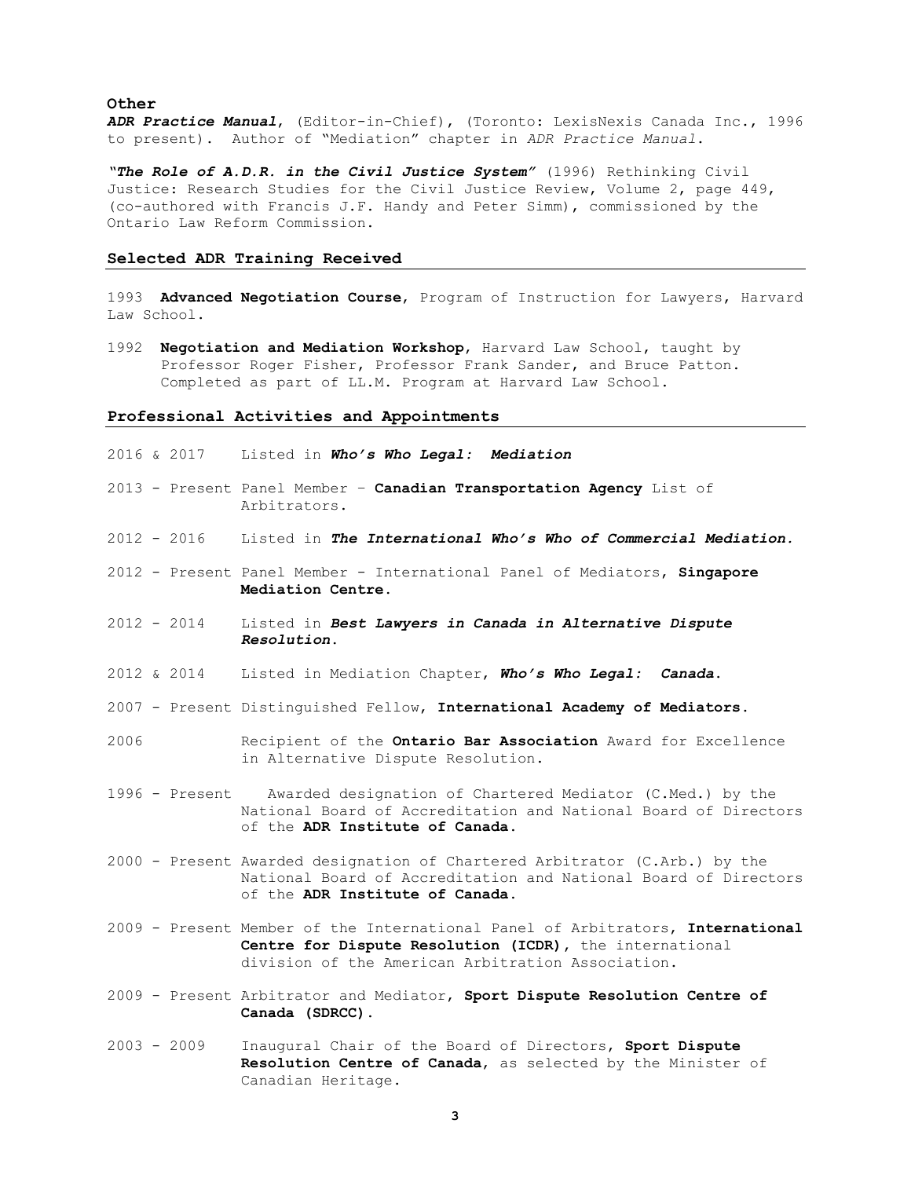**Other**

***ADR Practice Manual***, (Editor-in-Chief), (Toronto: LexisNexis Canada Inc., 1996 to present). Author of "Mediation" chapter in *ADR Practice Manual*.

***"The Role of A.D.R. in the Civil Justice System"*** (1996) Rethinking Civil Justice: Research Studies for the Civil Justice Review, Volume 2, page 449, (co-authored with Francis J.F. Handy and Peter Simm), commissioned by the Ontario Law Reform Commission.

## Selected ADR Training Received

1993 **Advanced Negotiation Course**, Program of Instruction for Lawyers, Harvard Law School.

1992 **Negotiation and Mediation Workshop**, Harvard Law School, taught by Professor Roger Fisher, Professor Frank Sander, and Bruce Patton. Completed as part of LL.M. Program at Harvard Law School.

## Professional Activities and Appointments

2016 & 2017 Listed in ***Who's Who Legal: Mediation***

2013 - Present Panel Member – **Canadian Transportation Agency** List of Arbitrators.

2012 - 2016 Listed in ***The International Who's Who of Commercial Mediation.***

2012 - Present Panel Member - International Panel of Mediators, **Singapore Mediation Centre.**

2012 - 2014 Listed in ***Best Lawyers in Canada in Alternative Dispute Resolution.***

2012 & 2014 Listed in Mediation Chapter, ***Who's Who Legal: Canada.***

2007 - Present Distinguished Fellow, **International Academy of Mediators.**

2006 Recipient of the **Ontario Bar Association** Award for Excellence in Alternative Dispute Resolution.

1996 - Present Awarded designation of Chartered Mediator (C.Med.) by the National Board of Accreditation and National Board of Directors of the **ADR Institute of Canada.**

2000 - Present Awarded designation of Chartered Arbitrator (C.Arb.) by the National Board of Accreditation and National Board of Directors of the **ADR Institute of Canada.**

2009 - Present Member of the International Panel of Arbitrators, **International Centre for Dispute Resolution (ICDR),** the international division of the American Arbitration Association.

2009 - Present Arbitrator and Mediator, **Sport Dispute Resolution Centre of Canada (SDRCC).**

2003 - 2009 Inaugural Chair of the Board of Directors, **Sport Dispute Resolution Centre of Canada**, as selected by the Minister of Canadian Heritage.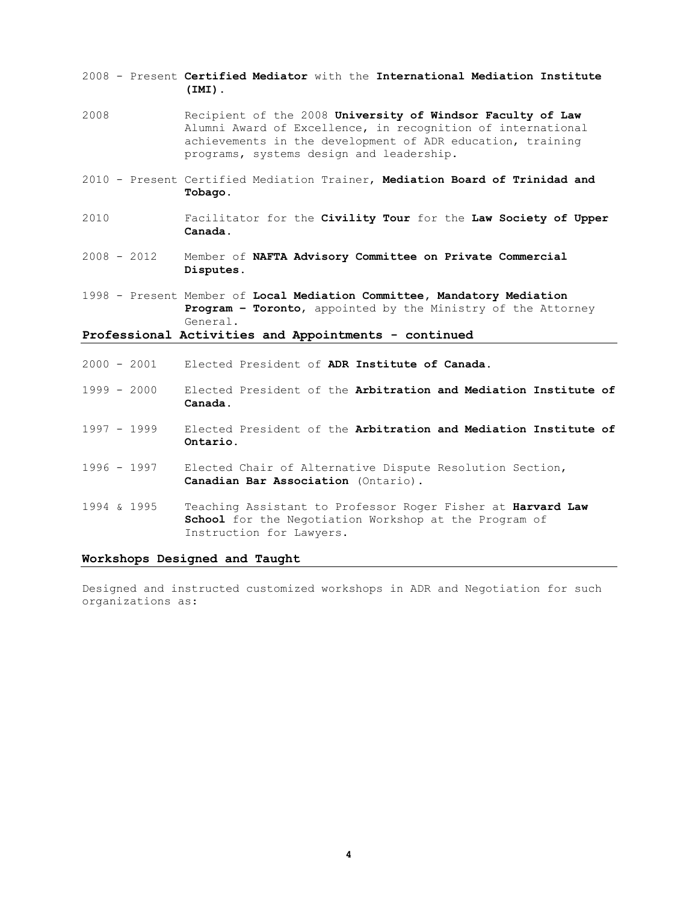2008 - Present **Certified Mediator** with the **International Mediation Institute (IMI).**

2008 Recipient of the 2008 **University of Windsor Faculty of Law** Alumni Award of Excellence, in recognition of international achievements in the development of ADR education, training programs, systems design and leadership.

2010 - Present Certified Mediation Trainer, **Mediation Board of Trinidad and Tobago.**

2010 Facilitator for the **Civility Tour** for the **Law Society of Upper Canada.**

2008 - 2012 Member of **NAFTA Advisory Committee on Private Commercial Disputes.**

1998 - Present Member of **Local Mediation Committee, Mandatory Mediation Program – Toronto**, appointed by the Ministry of the Attorney General.

## Professional Activities and Appointments - continued

2000 - 2001 Elected President of **ADR Institute of Canada.**

1999 - 2000 Elected President of the **Arbitration and Mediation Institute of Canada.**

1997 - 1999 Elected President of the **Arbitration and Mediation Institute of Ontario.**

1996 - 1997 Elected Chair of Alternative Dispute Resolution Section, **Canadian Bar Association** (Ontario).

1994 & 1995 Teaching Assistant to Professor Roger Fisher at **Harvard Law School** for the Negotiation Workshop at the Program of Instruction for Lawyers.

## Workshops Designed and Taught

Designed and instructed customized workshops in ADR and Negotiation for such organizations as: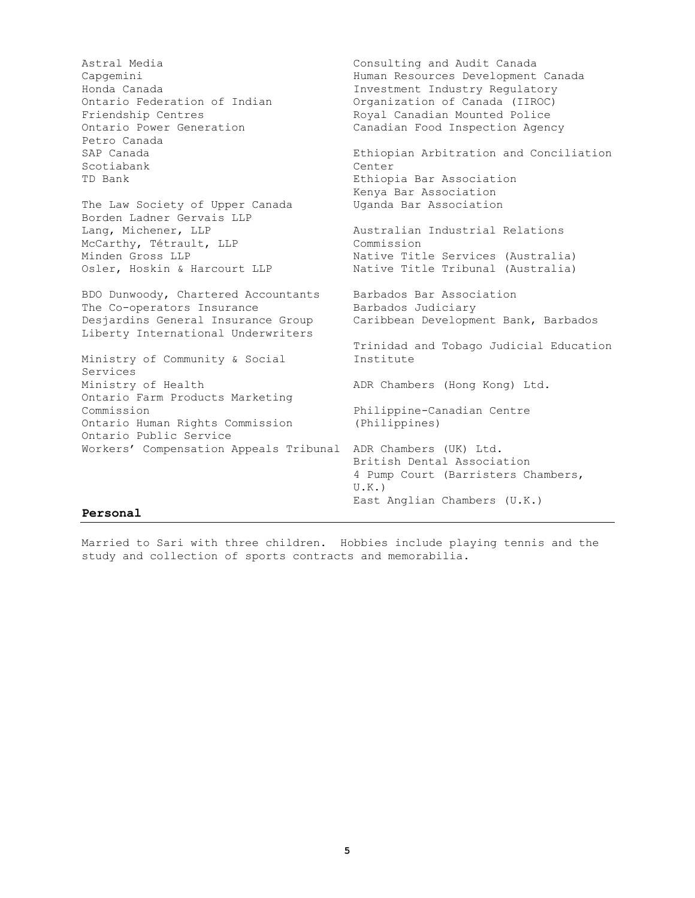Astral Media
Capgemini
Honda Canada
Ontario Federation of Indian Friendship Centres
Ontario Power Generation
Petro Canada
SAP Canada
Scotiabank
TD Bank

The Law Society of Upper Canada
Borden Ladner Gervais LLP
Lang, Michener, LLP
McCarthy, Tétrault, LLP
Minden Gross LLP
Osler, Hoskin & Harcourt LLP

BDO Dunwoody, Chartered Accountants
The Co-operators Insurance
Desjardins General Insurance Group
Liberty International Underwriters

Ministry of Community & Social Services
Ministry of Health
Ontario Farm Products Marketing Commission
Ontario Human Rights Commission
Ontario Public Service
Workers' Compensation Appeals Tribunal

Consulting and Audit Canada
Human Resources Development Canada
Investment Industry Regulatory Organization of Canada (IIROC)
Royal Canadian Mounted Police
Canadian Food Inspection Agency

Ethiopian Arbitration and Conciliation Center
Ethiopia Bar Association
Kenya Bar Association
Uganda Bar Association

Australian Industrial Relations Commission
Native Title Services (Australia)
Native Title Tribunal (Australia)

Barbados Bar Association
Barbados Judiciary
Caribbean Development Bank, Barbados

Trinidad and Tobago Judicial Education Institute

ADR Chambers (Hong Kong) Ltd.

Philippine-Canadian Centre (Philippines)

ADR Chambers (UK) Ltd.
British Dental Association
4 Pump Court (Barristers Chambers, U.K.)
East Anglian Chambers (U.K.)

## Personal

Married to Sari with three children. Hobbies include playing tennis and the study and collection of sports contracts and memorabilia.